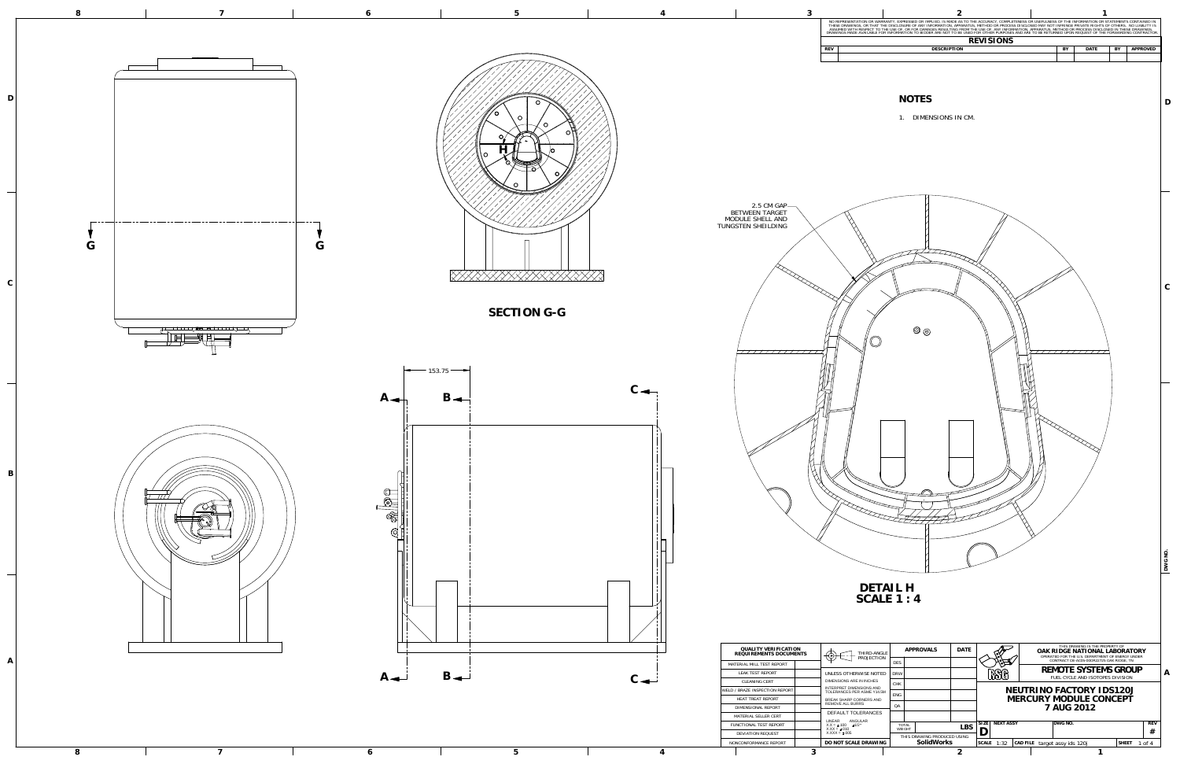NO REPRESENTATION OR WARRANTY, EXPRESSED OR IMPLIED, IS MADE AS TO THE ACCURACY, COMPLETENESS OR USEFULNESS OF THE INFORMATION OR STATEMENTS CONTAINED IN THESE DRAWINGS, OR THAT THE DISCLOSURE OF ANY INFORMATION, APPARATUS, METHOD OR PROCESS DISCLOSED MAY NOT INFRINGE PRIVATE RIGHTS OF OTHERS. NO LIABILITY IS ASSUMED WITH RESPECT TO THE USE OF, OR FOR DAMAGES RESULTING FROM THE USE OF, ANY INFORMATION, APPARATUS, METHOD OR PROCESS DISCLOSED IN THESE DRAWINGS. DRAWINGS MADE AVAILABLE FOR INFORMATION TO BIDDER ARE NOT TO BE USED FOR OTHER PURPOSES AND ARE TO BE RETURNED UPON REQUEST OF THE FORWARDING CONTRACTOR.

## REVISIONS

| REV | DESCRIPTION | BY | DATE | BY | APPROVED |
|---|---|---|---|---|---|
| | | | | | |

## NOTES

1. DIMENSIONS IN CM.

G — G

SECTION G-G

H

2.5 CM GAP BETWEEN TARGET MODULE SHELL AND TUNGSTEN SHEILDING

DETAIL H
SCALE 1 : 4

153.75

A — A, B — B, C — C

| QUALITY VERIFICATION REQUIREMENTS DOCUMENTS | |
|---|---|
| MATERIAL MILL TEST REPORT | |
| LEAK TEST REPORT | |
| CLEANING CERT | |
| WELD / BRAZE INSPECTION REPORT | |
| HEAT TREAT REPORT | |
| DIMENSIONAL REPORT | |
| MATERIAL SELLER CERT | |
| FUNCTIONAL TEST REPORT | |
| DEVIATION REQUEST | |
| NONCONFORMANCE REPORT | |

THIRD-ANGLE PROJECTION

UNLESS OTHERWISE NOTED DIMENSIONS ARE IN INCHES
INTERPRET DIMENSIONS AND TOLERANCES PER ASME Y14.5M
BREAK SHARP CORNERS AND REMOVE ALL BURRS

DEFAULT TOLERANCES
LINEAR: X.X ± .100, X.XX ± .010, X.XXX ± .005
ANGULAR: ± .50°

DO NOT SCALE DRAWING

| APPROVALS | | DATE |
|---|---|---|
| DES | | |
| DRW | | |
| CHK | | |
| ENG | | |
| QA | | |

TOTAL WEIGHT: LBS

THIS DRAWING PRODUCED USING **SolidWorks**

RSG

THIS DRAWING IS THE PROPERTY OF
**OAK RIDGE NATIONAL LABORATORY**
OPERATED FOR THE U.S. DEPARTMENT OF ENERGY UNDER CONTRACT DE-AC05-00OR22725 OAK RIDGE, TN

**REMOTE SYSTEMS GROUP**
FUEL CYCLE AND ISOTOPES DIVISION

**NEUTRINO FACTORY IDS120J**
**MERCURY MODULE CONCEPT**
**7 AUG 2012**

| SIZE | NEXT ASSY | DWG NO. | REV |
|---|---|---|---|
| D | | | # |

SCALE 1:32 | CAD FILE: target assy ids 120j | SHEET 1 of 4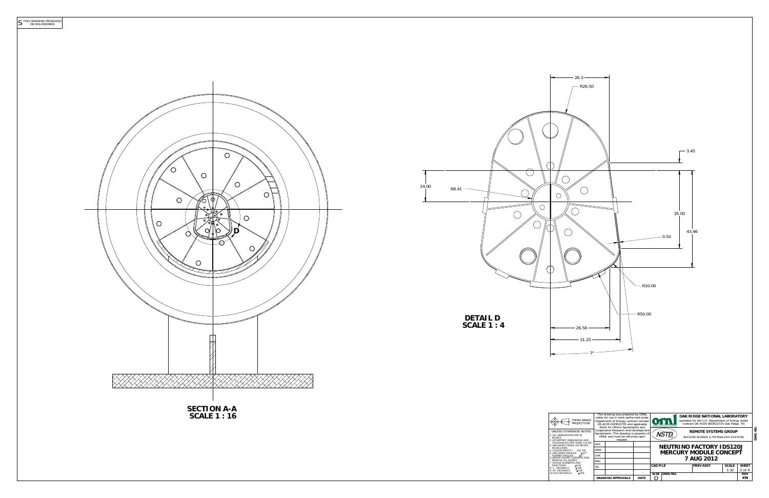S THIS DRAWING PRODUCED ON SOLIDWORKS

D

## SECTION A-A
## SCALE 1 : 16

26.3

R26.50

3.45

14.00

R8.41

35.00

43.46

0.50

R10.00

R50.00

## DETAIL D
## SCALE 1 : 4

26.56

31.25

7°

THIRD-ANGLE PROJECTION

UNLESS OTHERWISE NOTED
1. ALL DIMENSIONS ARE IN INCHES
2. INTERPRET DIMENSIONS AND TOLERANCES PER ASME Y14.5M
3. MACHINED FINISH 125 MICRO-INCHES RMS
4. CONCENTRICITY .010 TIR
5. MACHINED ANGLES ±1/2°
FORMED ANGLES ±1°
6. BREAK SHARP CORNERS AND REMOVE ALL BURRS
7. WHOLE NUMBERS AND FRACTIONS ±1/16
8. .X DECIMALS ±.030
9. .XX DECIMALS ±.030
10. .XXX DECIMALS ±.005

This drawing was prepared by ORNL solely for use in work performed under Department of Energy contract number DE-AC05-00OR22725 and applicable Work for Others Agreements and Cooperative Research and Development Agreements. This drawing is property of ORNL and must be returned upon request.

| | | |
|---|---|---|
| DES | | |
| DRW | | |
| CHK | | |
| ENG | | |
| QA | | |
| - | - | - |
| DRAWING APPROVALS | | DATE |

OAK RIDGE NATIONAL LABORATORY
operated for the U.S. Department of Energy under contract DE-AC05-00OR22725 Oak Ridge, TN

REMOTE SYSTEMS GROUP
NUCLEAR SCIENCE & TECHNOLOGY DIVISION

**NEUTRINO FACTORY IDS120J**
**MERCURY MODULE CONCEPT**
**7 AUG 2012**

| CAD FILE | | PREV ASSY | SCALE | SHEET |
|---|---|---|---|---|
| | | | 1:32 | 2 of 4 |
| SIZE | DWG NO. | | | REV |
| D | | | | #N |

DWG NO.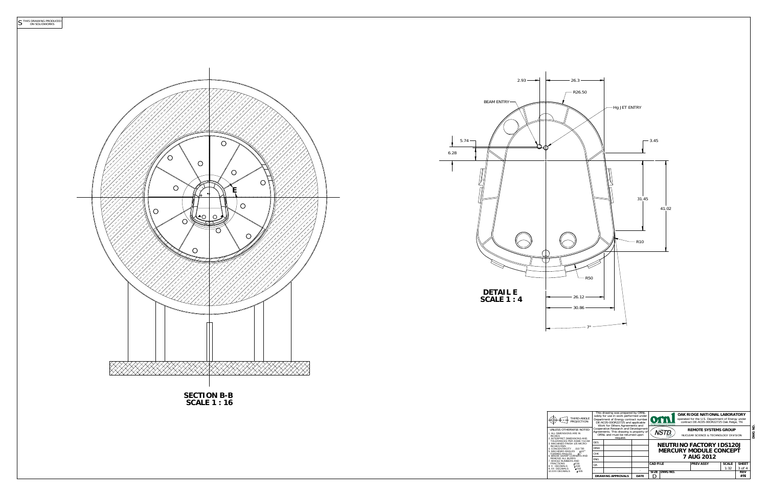THIS DRAWING PRODUCED ON SOLIDWORKS

BEAM ENTRY

Hg JET ENTRY

2.93

26.3

R26.50

5.74

6.28

3.45

31.45

41.02

R10

R50

26.12

30.86

7°

E

**DETAIL E**
**SCALE 1 : 4**

**SECTION B-B**
**SCALE 1 : 16**

THIRD-ANGLE PROJECTION

UNLESS OTHERWISE NOTED
1. ALL DIMENSIONS ARE IN INCHES
2. INTERPRET DIMENSIONS AND TOLERANCES PER ASME Y14.5M
3. MACHINED FINISH 125 MICRO-INCHES RMS
4. CONCENTRICITY .010 TIR
5. MACHINED ANGLES ±1/2°
FORMED ANGLES ±1°
6. BREAK SHARP CORNERS AND REMOVE ALL BURRS
7. WHOLE NUMBERS AND FRACTIONS ±1/16
8. X DECIMALS ±.030
9. XX DECIMALS ±.010
10. XXX DECIMALS ±.005

This drawing was prepared by ORNL solely for use in work performed under Department of Energy contract number DE-AC05-00OR22725 and applicable Work for Others Agreements and Cooperative Research and Development Agreements. This drawing is property of ORNL and must be returned upon request.

| | | |
|---|---|---|
| DES | | |
| DRW | | |
| CHK | | |
| ENG | | |
| QA | | |
| - | - | - |
| DRAWING APPROVALS | | DATE |

**OAK RIDGE NATIONAL LABORATORY**
operated for the U.S. Department of Energy under contract DE-AC05-00OR22725 Oak Ridge, TN

**REMOTE SYSTEMS GROUP**
NUCLEAR SCIENCE & TECHNOLOGY DIVISION

**NEUTRINO FACTORY IDS120J**
**MERCURY MODULE CONCEPT**
**7 AUG 2012**

| CAD FILE | PREV ASSY | SCALE | SHEET |
|---|---|---|---|
| | | 1:32 | 3 of 4 |

| SIZE | DWG NO. | REV |
|---|---|---|
| D | | #N |

DWG NO.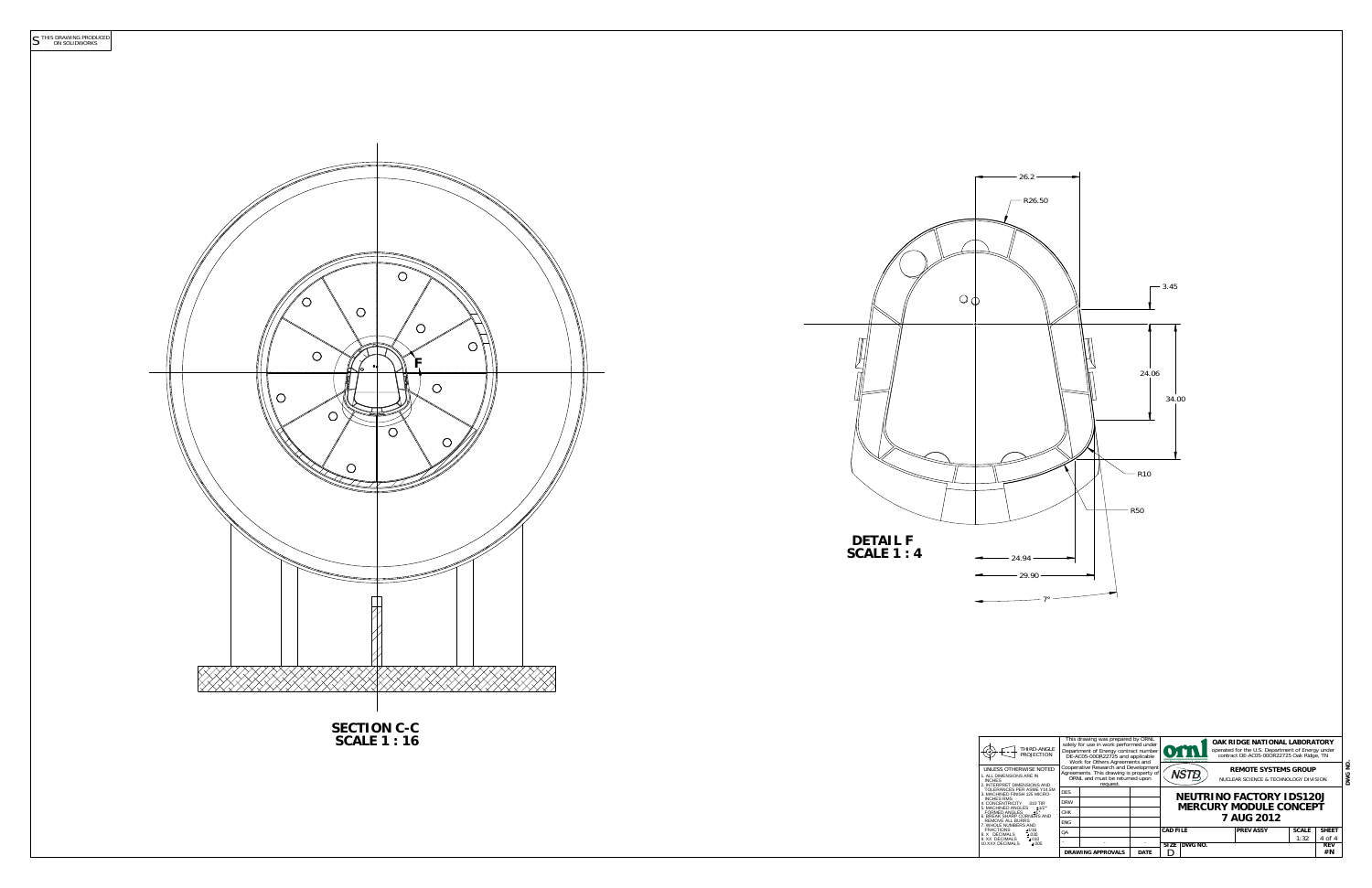THIS DRAWING PRODUCED ON SOLIDWORKS

26.2

R26.50

3.45

24.06

34.00

R10

R50

24.94

29.90

7°

F

**DETAIL F**
**SCALE 1 : 4**

**SECTION C-C**
**SCALE 1 : 16**

THIRD-ANGLE PROJECTION

UNLESS OTHERWISE NOTED
1. ALL DIMENSIONS ARE IN INCHES
2. INTERPRET DIMENSIONS AND TOLERANCES PER ASME Y14.5M
3. MACHINED FINISH 125 MICRO-INCHES RMS
4. CONCENTRICITY .010 TIR
5. MACHINED ANGLES ±1/2°
FORMED ANGLES ±2°
6. BREAK SHARP CORNERS AND REMOVE ALL BURRS
7. WHOLE NUMBERS AND FRACTIONS ±1/16
8. .X DECIMALS ±.030
9. .XX DECIMALS ±.010
10. .XXX DECIMALS ±.005

This drawing was prepared by ORNL solely for use in work performed under Department of Energy contract number DE-AC05-00OR22725 and applicable Work for Others Agreements and Cooperative Research and Development Agreements. This drawing is property of ORNL and must be returned upon request.

| DRAWING APPROVALS | | DATE |
|---|---|---|
| DES | | |
| DRW | | |
| CHK | | |
| ENG | | |
| QA | | |
| - | - | - |

**OAK RIDGE NATIONAL LABORATORY**
operated for the U.S. Department of Energy under contract DE-AC05-00OR22725 Oak Ridge, TN

NSTD

**REMOTE SYSTEMS GROUP**
NUCLEAR SCIENCE & TECHNOLOGY DIVISION

**NEUTRINO FACTORY IDS120J**
**MERCURY MODULE CONCEPT**
**7 AUG 2012**

| CAD FILE | | PREV ASSY | SCALE | SHEET |
|---|---|---|---|---|
| | | | 1:32 | 4 of 4 |
| SIZE | DWG NO. | | | REV |
| D | | | | #N |

DWG NO.